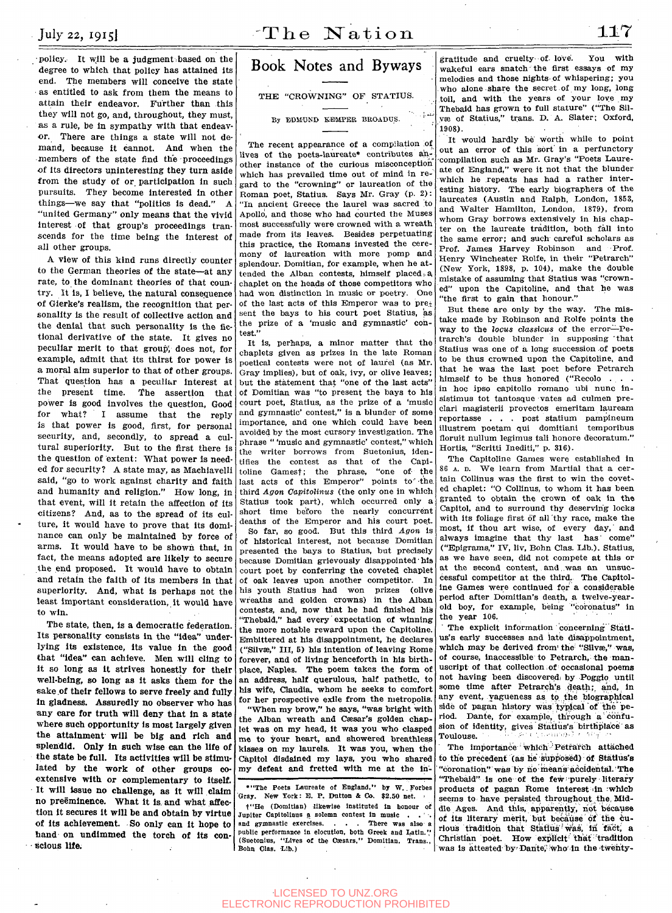policy. It will be a judgment based on the degree to which that policy has attained its end. The members will conceive the state as entitled to ask from them the means to attain their endeavor. Further than this they will not go, and, throughout, they must, as a rule, be in sympathy with that endeavor. There are things a state will not demand, because it cannot. And when the members of the state find the proceedings of its directors uninteresting they turn aside from the study of or participation in such pursuits. They become interested in other things—we say that "politics is dead." A "united Germany" only means that the vivid interest of that group's proceedings transcends for the time being the interest of all other groups.

A view of this kind runs directly counter to the German theories of the state—at any rate, to the dominant theories of that country. It is, I believe, the natural consequence of Gierke's realism, the recognition that personality is the result of collective action and the denial that such personality is the fictional derivative of the state. It gives no peculiar merit to that group; does not, for example, admit that its thirst for power is a moral aim superior to that of other groups. That question has a peculiar interest at the present time. The assertion that power is good involves the question, Good for what? I assume that the reply is that power is good, first, for personal security, and, secondly, to spread a cultural superiority. But to the first there is the question of extent: What power is needed for security? A state may, as Machiavelli said, "go to work against charity and faith and humanity and religion." How long, in that event, will it retain the affection of its citizens? And, as to the spread of its culture, it would have to prove that its dominance can only be maintained by force of arms. It would have to be shown that, in fact, the means adopted are likely to secure the end proposed. It would have to obtain and retain the faith of its members in that superiority. And, what is perhaps not the least important consideration, it would have to win.

The state, then, is a democratic federation. Its personality consists in the "idea" underlying its existence, its value in the good that "idea" can achieve. Men will cling to it so long as it strives honestly for their well-being, so long as it asks them for the sake of their fellows to serve freely and fully in gladness. Assuredly no observer who has any care for truth will deny that in a state where such opportunity is most largely given the attainment will be big and rich and splendid. Only in such wise can the life of the state be full. Its activities will be stimulated by the work of other groups coextensive with or complementary to itself. It will issue no challenge, as it will claim no preëminence. What it is and what affection it secures it will be and obtain by virtue of its achievement. So only can it hope to hand on undimmed the torch of its conscious life.

# Book Notes and Byways

## THE "CROWNING" OF STATIUS.

By EDMUND KEMPER BROADUS.

The recent appearance of a compilation of lives of the poets-laureate* contributes another instance of the curious misconception which has prevailed time out of mind in regard to the "crowning" or laureation of the Roman poet, Statius. Says Mr. Gray (p. 2): "In ancient Greece the laurel was sacred to Apollo, and those who had courted the Muses most successfully were crowned with a wreath made from its leaves. Besides perpetuating this practice, the Romans invested the ceremony of laureation with more pomp and splendour. Domitian, for example, when he attended the Alban contests, himself placed a chaplet on the heads of those competitors who had won distinction in music or poetry. One of the last acts of this Emperor was to present the bays to his court poet Statius, as the prize of a 'music and gymnastic' contest."

It is, perhaps, a minor matter that the chaplets given as prizes in the late Roman poetical contests were not of laurel (as Mr. Gray implies), but of oak, ivy, or olive leaves; but the statement that "one of the last acts" of Domitian was "to present the bays to his court poet, Statius, as the prize of a 'music and gymnastic' contest," is a blunder of some importance, and one which could have been avoided by the most cursory investigation. The phrase "'music and gymnastic' contest," which the writer borrows from Suetonius, identifies the contest as that of the Capitoline Games†; the phrase, "one of the last acts of this Emperor" points to the third *Agon Capitolinus* (the only one in which Statius took part), which occurred only a short time before the nearly concurrent deaths of the Emperor and his court poet.

So far, so good. But this third *Agon* is of historical interest, not because Domitian presented the bays to Statius, but precisely because Domitian grievously disappointed his court poet by conferring the coveted chaplet of oak leaves upon another competitor. In his youth Statius had won prizes (olive wreaths and golden crowns) in the Alban contests, and, now that he had finished his "Thebaid," had every expectation of winning the more notable reward upon the Capitoline. Embittered at his disappointment, he declares ("Silvæ," III, 5) his intention of leaving Rome forever, and of living henceforth in his birthplace, Naples. The poem takes the form of an address, half querulous, half pathetic, to his wife, Claudia, whom he seeks to comfort for her prospective exile from the metropolis.

"When my brow," he says, "was bright with the Alban wreath and Cæsar's golden chaplet was on my head, it was you who clasped me to your heart, and showered breathless kisses on my laurels. It was you, when the Capitol disdained my lays, you who shared my defeat and fretted with me at the ingratitude and cruelty of love. You with wakeful ears snatch the first essays of my melodies and those nights of whispering; you who alone share the secret of my long, long toil, and with the years of your love my Thebaid has grown to full stature" ("The Silvæ of Statius," trans. D. A. Slater; Oxford, 1908).

It would hardly be worth while to point out an error of this sort in a perfunctory compilation such as Mr. Gray's "Poets Laureate of England," were it not that the blunder which he repeats has had a rather interesting history. The early biographers of the laureates (Austin and Ralph, London, 1853, and Walter Hamilton, London, 1879), from whom Gray borrows extensively in his chapter on the laureate tradition, both fall into the same error; and such careful scholars as Prof. James Harvey Robinson and Prof. Henry Winchester Rolfe, in their "Petrarch" (New York, 1898, p. 104), make the double mistake of assuming that Statius was "crowned" upon the Capitoline, and that he was "the first to gain that honour."

But these are only by the way. The mistake made by Robinson and Rolfe points the way to the *locus classicus* of the error—Petrarch's double blunder in supposing that Statius was one of a long succession of poets to be thus crowned upon the Capitoline, and that he was the last poet before Petrarch himself to be thus honored ("Recolo . . . in hoc ipso capitolio romano ubi nunc insistimus tot tantosque vates ad culmen preclari magisterii provectos emeritam lauream reportasse . . . post statium pampineum illustrem poetam qui domitiani temporibus floruit nullum legimus tali honore decoratum." Hortis, "Scritti Inediti," p. 316).

The Capitoline Games were established in 86 A. D. We learn from Martial that a certain Collinus was the first to win the coveted chaplet: "O Collinus, to whom it has been granted to obtain the crown of oak in the Capitol, and to surround thy deserving locks with its foliage first of all thy race, make the most, if thou art wise, of every day, and always imagine that thy last has come" ("Epigrams," IV, liv, Bohn Clas. Lib.). Statius, as we have seen, did not compete at this or at the second contest, and was an unsuccessful competitor at the third. The Capitoline Games were continued for a considerable period after Domitian's death, a twelve-year-old boy, for example, being "coronatus" in the year 106.

The explicit information concerning Statius's early successes and late disappointment, which may be derived from the "Silvæ," was, of course, inaccessible to Petrarch, the manuscript of that collection of occasional poems not having been discovered by Poggio until some time after Petrarch's death; and, in any event, vagueness as to the biographical side of pagan history was typical of the period. Dante, for example, through a confusion of identity, gives Statius's birthplace as Toulouse.

The importance which Petrarch attached to the precedent (as he supposed) of Statius's "coronation" was by no means accidental. The "Thebaid" is one of the few purely literary products of pagan Rome interest in which seems to have persisted throughout the Middle Ages. And this, apparently, not because of its literary merit, but because of the curious tradition that Statius was, in fact, a Christian poet. How explicit that tradition was is attested by Dante, who in the twenty-

*"The Poets Laureate of England," by W. Forbes Gray. New York: E. P. Dutton & Co. $2.50 net.

†"He (Domitian) likewise instituted in honour of Jupiter Capitolinus a solemn contest in music . . . and gymnastic exercises. . . . There was also a public performance in elocution, both Greek and Latin." (Suetonius, "Lives of the Cæsars," Domitian. Trans., Bohn Clas. Lib.)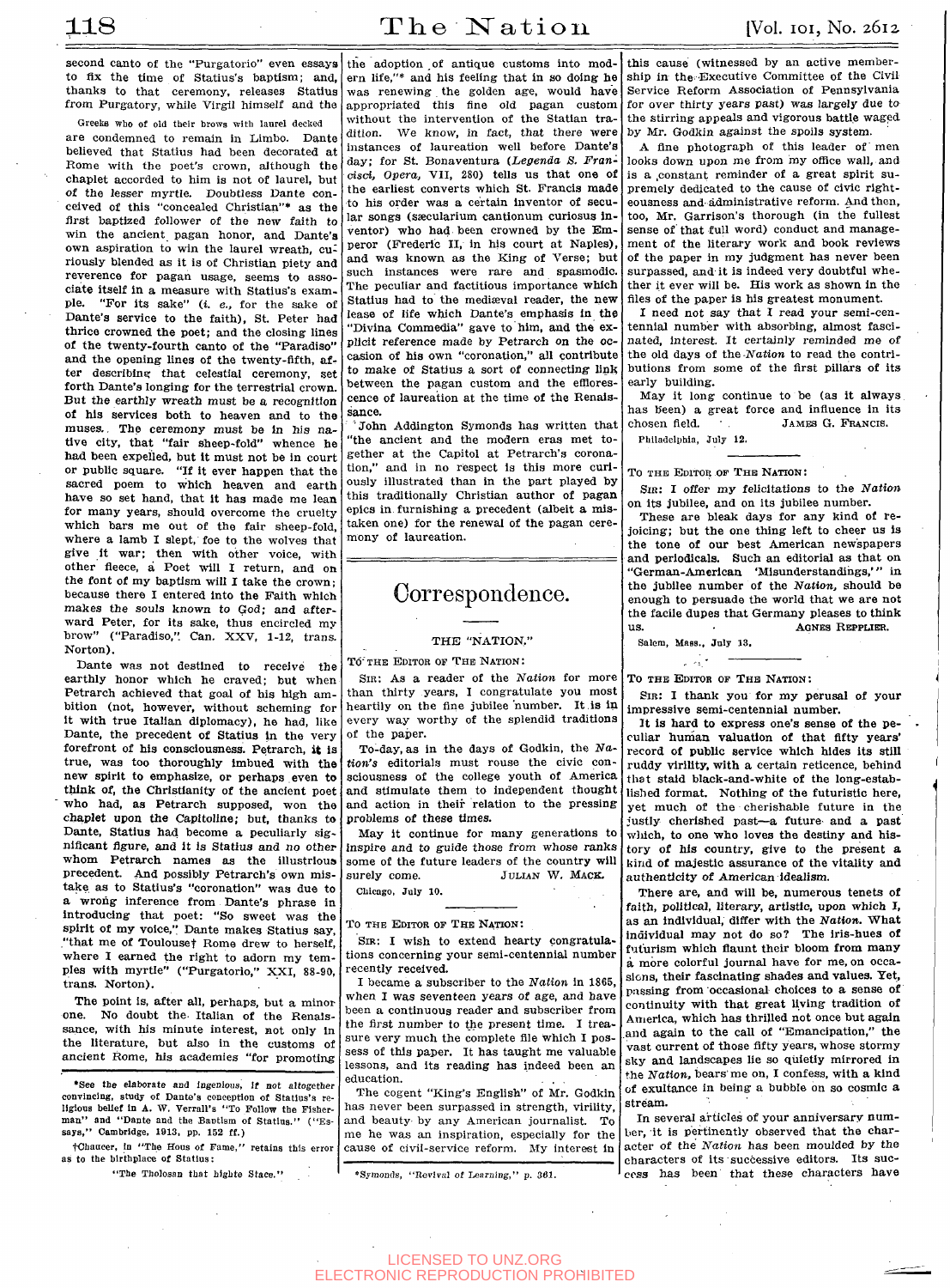second canto of the "Purgatorio" even essays to fix the time of Statius's baptism; and, thanks to that ceremony, releases Statius from Purgatory, while Virgil himself and the

Greeks who of old their brows with laurel decked

are condemned to remain in Limbo. Dante believed that Statius had been decorated at Rome with the poet's crown, although the chaplet accorded to him is not of laurel, but of the lesser myrtle. Doubtless Dante conceived of this "concealed Christian"* as the first baptized follower of the new faith to win the ancient pagan honor, and Dante's own aspiration to win the laurel wreath, curiously blended as it is of Christian piety and reverence for pagan usage, seems to associate itself in a measure with Statius's example. "For its sake" (*i. e.*, for the sake of Dante's service to the faith), St. Peter had thrice crowned the poet; and the closing lines of the twenty-fourth canto of the "Paradiso" and the opening lines of the twenty-fifth, after describing that celestial ceremony, set forth Dante's longing for the terrestrial crown. But the earthly wreath must be a recognition of his services both to heaven and to the muses. The ceremony must be in his native city, that "fair sheep-fold" whence he had been expelled, but it must not be in court or public square. "If it ever happen that the sacred poem to which heaven and earth have so set hand, that it has made me lean for many years, should overcome the cruelty which bars me out of the fair sheep-fold, where a lamb I slept, foe to the wolves that give it war; then with other voice, with other fleece, a Poet will I return, and on the font of my baptism will I take the crown; because there I entered into the Faith which makes the souls known to God; and afterward Peter, for its sake, thus encircled my brow" ("Paradiso," Can. XXV, 1-12, trans. Norton).

Dante was not destined to receive the earthly honor which he craved; but when Petrarch achieved that goal of his high ambition (not, however, without scheming for it with true Italian diplomacy), he had, like Dante, the precedent of Statius in the very forefront of his consciousness. Petrarch, it is true, was too thoroughly imbued with the new spirit to emphasize, or perhaps even to think of, the Christianity of the ancient poet who had, as Petrarch supposed, won the chaplet upon the Capitoline; but, thanks to Dante, Statius had become a peculiarly significant figure, and it is Statius and no other whom Petrarch names as the illustrious precedent. And possibly Petrarch's own mistake as to Statius's "coronation" was due to a wrong inference from Dante's phrase in introducing that poet: "So sweet was the spirit of my voice," Dante makes Statius say, "that me of Toulouse† Rome drew to herself, where I earned the right to adorn my temples with myrtle" ("Purgatorio," XXI, 88-90, trans. Norton).

The point is, after all, perhaps, but a minor one. No doubt the Italian of the Renaissance, with his minute interest, not only in the literature, but also in the customs of ancient Rome, his academies "for promoting the adoption of antique customs into modern life,"* and his feeling that in so doing he was renewing the golden age, would have appropriated this fine old pagan custom without the intervention of the Statian tradition. We know, in fact, that there were instances of laureation well before Dante's day; for St. Bonaventura (*Legenda S. Francisci, Opera*, VII, 280) tells us that one of the earliest converts which St. Francis made to his order was a certain inventor of secular songs (sæcularium cantionum curiosus inventor) who had been crowned by the Emperor (Frederic II, in his court at Naples), and was known as the King of Verse; but such instances were rare and spasmodic. The peculiar and factitious importance which Statius had to the mediæval reader, the new lease of life which Dante's emphasis in the "Divina Commedia" gave to him, and the explicit reference made by Petrarch on the occasion of his own "coronation," all contribute to make of Statius a sort of connecting link between the pagan custom and the efflorescence of laureation at the time of the Renaissance.

John Addington Symonds has written that "the ancient and the modern eras met together at the Capitol at Petrarch's coronation," and in no respect is this more curiously illustrated than in the part played by this traditionally Christian author of pagan epics in furnishing a precedent (albeit a mistaken one) for the renewal of the pagan ceremony of laureation.

*See the elaborate and ingenious, if not altogether convincing, study of Dante's conception of Statius's religious belief in A. W. Verrall's "To Follow the Fisherman" and "Dante and the Baptism of Statius." ("Essays," Cambridge, 1913, pp. 152 ff.)

†Chaucer, in "The Hous of Fame," retains this error as to the birthplace of Statius:

"The Tholosan that highte Stace."

*Symonds, "Revival of Learning," p. 361.

# Correspondence.

## THE "NATION."

TO THE EDITOR OF THE NATION:

SIR: As a reader of the *Nation* for more than thirty years, I congratulate you most heartily on the fine jubilee number. It is in every way worthy of the splendid traditions of the paper.

To-day, as in the days of Godkin, the *Nation's* editorials must rouse the civic consciousness of the college youth of America and stimulate them to independent thought and action in their relation to the pressing problems of these times.

May it continue for many generations to inspire and to guide those from whose ranks some of the future leaders of the country will surely come.

JULIAN W. MACK.

Chicago, July 10.

TO THE EDITOR OF THE NATION:

SIR: I wish to extend hearty congratulations concerning your semi-centennial number recently received.

I became a subscriber to the *Nation* in 1865, when I was seventeen years of age, and have been a continuous reader and subscriber from the first number to the present time. I treasure very much the complete file which I possess of this paper. It has taught me valuable lessons, and its reading has indeed been an education.

The cogent "King's English" of Mr. Godkin has never been surpassed in strength, virility, and beauty by any American journalist. To me he was an inspiration, especially for the cause of civil-service reform. My interest in this cause (witnessed by an active membership in the Executive Committee of the Civil Service Reform Association of Pennsylvania for over thirty years past) was largely due to the stirring appeals and vigorous battle waged by Mr. Godkin against the spoils system.

A fine photograph of this leader of men looks down upon me from my office wall, and is a constant reminder of a great spirit supremely dedicated to the cause of civic righteousness and administrative reform. And then, too, Mr. Garrison's thorough (in the fullest sense of that full word) conduct and management of the literary work and book reviews of the paper in my judgment has never been surpassed, and it is indeed very doubtful whether it ever will be. His work as shown in the files of the paper is his greatest monument.

I need not say that I read your semi-centennial number with absorbing, almost fascinated, interest. It certainly reminded me of the old days of the *Nation* to read the contributions from some of the first pillars of its early building.

May it long continue to be (as it always has been) a great force and influence in its chosen field.

JAMES G. FRANCIS.

Philadelphia, July 12.

TO THE EDITOR OF THE NATION:

SIR: I offer my felicitations to the *Nation* on its jubilee, and on its jubilee number.

These are bleak days for any kind of rejoicing; but the one thing left to cheer us is the tone of our best American newspapers and periodicals. Such an editorial as that on "German-American 'Misunderstandings,'" in the jubilee number of the *Nation*, should be enough to persuade the world that we are not the facile dupes that Germany pleases to think us.

AGNES REPPLIER.

Salem, Mass., July 13.

TO THE EDITOR OF THE NATION:

SIR: I thank you for my perusal of your impressive semi-centennial number.

It is hard to express one's sense of the peculiar human valuation of that fifty years' record of public service which hides its still ruddy virility, with a certain reticence, behind that staid black-and-white of the long-established format. Nothing of the futuristic here, yet much of the cherishable future in the justly cherished past—a future and a past which, to one who loves the destiny and history of his country, give to the present a kind of majestic assurance of the vitality and authenticity of American idealism.

There are, and will be, numerous tenets of faith, political, literary, artistic, upon which I, as an individual, differ with the *Nation*. What individual may not do so? The iris-hues of futurism which flaunt their bloom from many a more colorful journal have for me, on occasions, their fascinating shades and values. Yet, passing from occasional choices to a sense of continuity with that great living tradition of America, which has thrilled not once but again and again to the call of "Emancipation," the vast current of those fifty years, whose stormy sky and landscapes lie so quietly mirrored in the *Nation*, bears me on, I confess, with a kind of exultance in being a bubble on so cosmic a stream.

In several articles of your anniversary number, it is pertinently observed that the character of the *Nation* has been moulded by the characters of its successive editors. Its success has been that these characters have